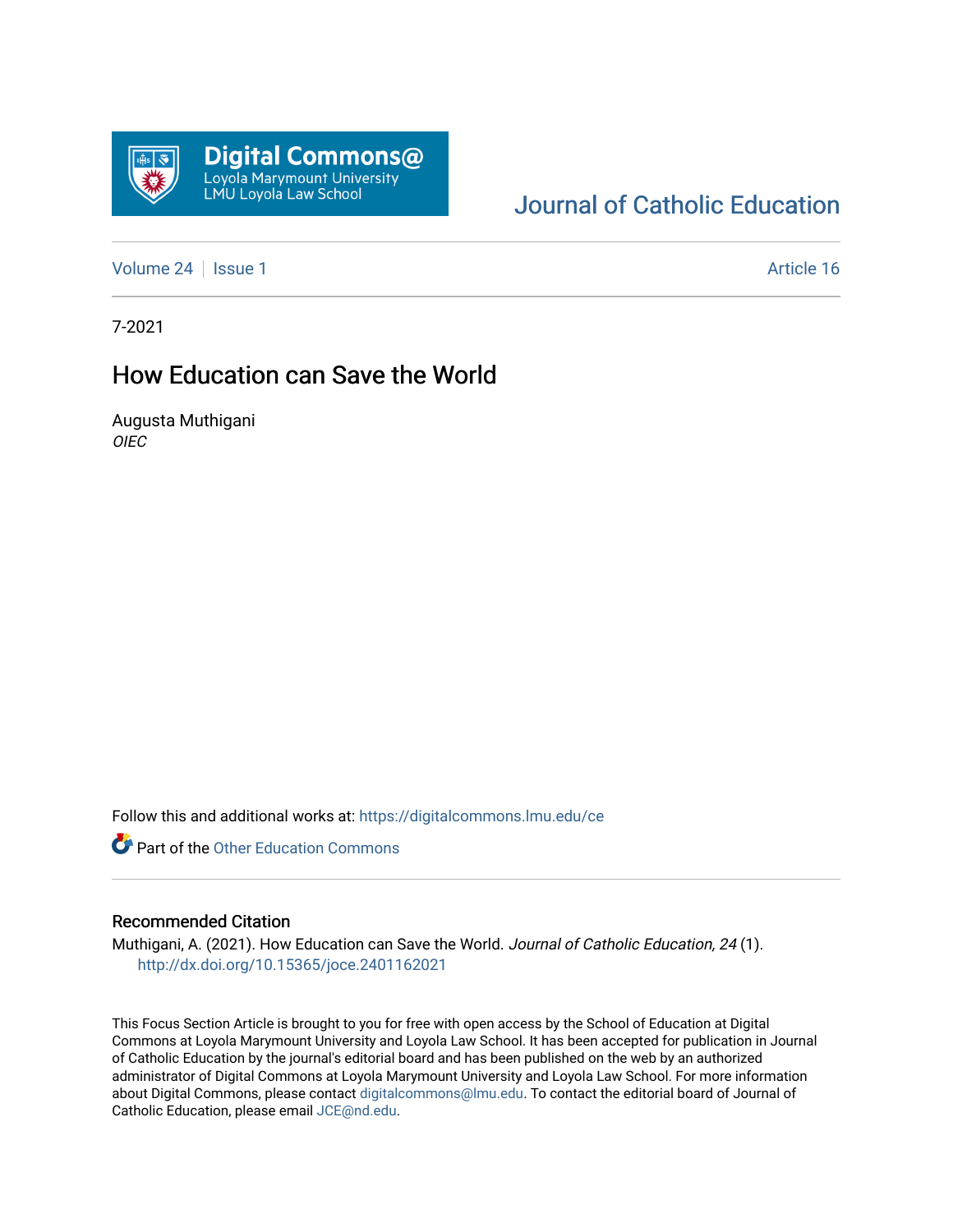Digital Commons@ Loyola Marymount University LMU Loyola Law School

Journal of Catholic Education

Volume 24 | Issue 1 — Article 16

7-2021

# How Education can Save the World

Augusta Muthigani
*OIEC*

Follow this and additional works at: https://digitalcommons.lmu.edu/ce

Part of the Other Education Commons

## Recommended Citation

Muthigani, A. (2021). How Education can Save the World. *Journal of Catholic Education, 24* (1). http://dx.doi.org/10.15365/joce.2401162021

This Focus Section Article is brought to you for free with open access by the School of Education at Digital Commons at Loyola Marymount University and Loyola Law School. It has been accepted for publication in Journal of Catholic Education by the journal's editorial board and has been published on the web by an authorized administrator of Digital Commons at Loyola Marymount University and Loyola Law School. For more information about Digital Commons, please contact digitalcommons@lmu.edu. To contact the editorial board of Journal of Catholic Education, please email JCE@nd.edu.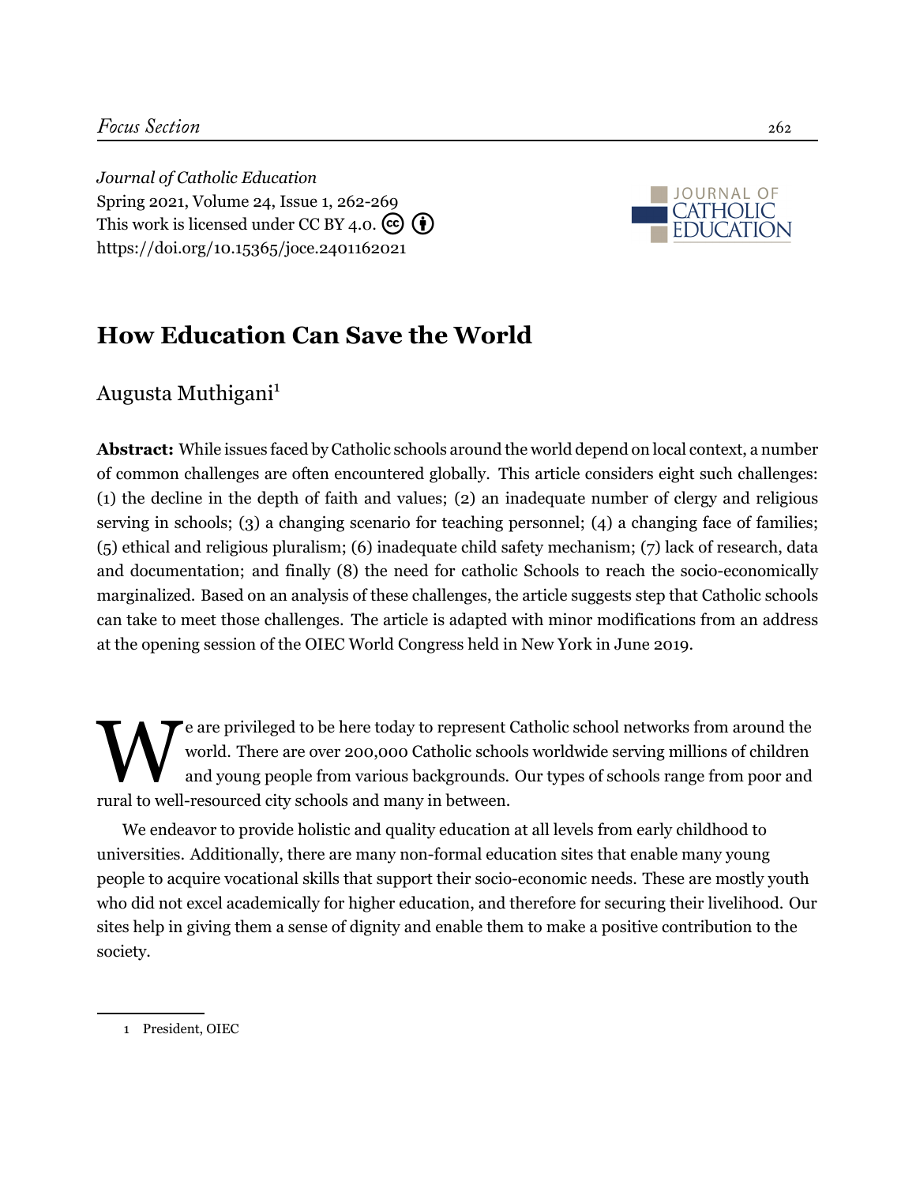Journal of Catholic Education
Spring 2021, Volume 24, Issue 1, 262-269
This work is licensed under CC BY 4.0.
https://doi.org/10.15365/joce.2401162021

# How Education Can Save the World

Augusta Muthigani[1]

**Abstract:** While issues faced by Catholic schools around the world depend on local context, a number of common challenges are often encountered globally. This article considers eight such challenges: (1) the decline in the depth of faith and values; (2) an inadequate number of clergy and religious serving in schools; (3) a changing scenario for teaching personnel; (4) a changing face of families; (5) ethical and religious pluralism; (6) inadequate child safety mechanism; (7) lack of research, data and documentation; and finally (8) the need for catholic Schools to reach the socio-economically marginalized. Based on an analysis of these challenges, the article suggests step that Catholic schools can take to meet those challenges. The article is adapted with minor modifications from an address at the opening session of the OIEC World Congress held in New York in June 2019.

We are privileged to be here today to represent Catholic school networks from around the world. There are over 200,000 Catholic schools worldwide serving millions of children and young people from various backgrounds. Our types of schools range from poor and rural to well-resourced city schools and many in between.

We endeavor to provide holistic and quality education at all levels from early childhood to universities. Additionally, there are many non-formal education sites that enable many young people to acquire vocational skills that support their socio-economic needs. These are mostly youth who did not excel academically for higher education, and therefore for securing their livelihood. Our sites help in giving them a sense of dignity and enable them to make a positive contribution to the society.

[1] President, OIEC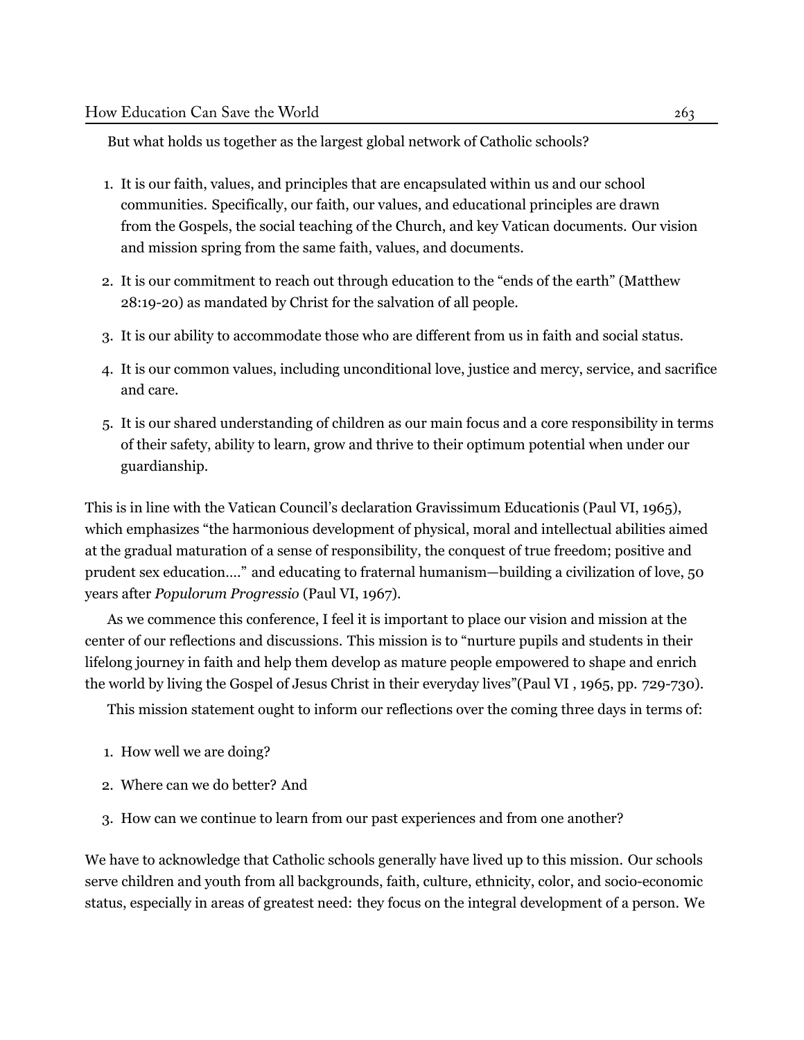But what holds us together as the largest global network of Catholic schools?

1. It is our faith, values, and principles that are encapsulated within us and our school communities. Specifically, our faith, our values, and educational principles are drawn from the Gospels, the social teaching of the Church, and key Vatican documents. Our vision and mission spring from the same faith, values, and documents.
2. It is our commitment to reach out through education to the "ends of the earth" (Matthew 28:19-20) as mandated by Christ for the salvation of all people.
3. It is our ability to accommodate those who are different from us in faith and social status.
4. It is our common values, including unconditional love, justice and mercy, service, and sacrifice and care.
5. It is our shared understanding of children as our main focus and a core responsibility in terms of their safety, ability to learn, grow and thrive to their optimum potential when under our guardianship.

This is in line with the Vatican Council's declaration Gravissimum Educationis (Paul VI, 1965), which emphasizes "the harmonious development of physical, moral and intellectual abilities aimed at the gradual maturation of a sense of responsibility, the conquest of true freedom; positive and prudent sex education…." and educating to fraternal humanism—building a civilization of love, 50 years after *Populorum Progressio* (Paul VI, 1967).

As we commence this conference, I feel it is important to place our vision and mission at the center of our reflections and discussions. This mission is to "nurture pupils and students in their lifelong journey in faith and help them develop as mature people empowered to shape and enrich the world by living the Gospel of Jesus Christ in their everyday lives"(Paul VI , 1965, pp. 729-730).

This mission statement ought to inform our reflections over the coming three days in terms of:

1. How well we are doing?
2. Where can we do better? And
3. How can we continue to learn from our past experiences and from one another?

We have to acknowledge that Catholic schools generally have lived up to this mission. Our schools serve children and youth from all backgrounds, faith, culture, ethnicity, color, and socio-economic status, especially in areas of greatest need: they focus on the integral development of a person. We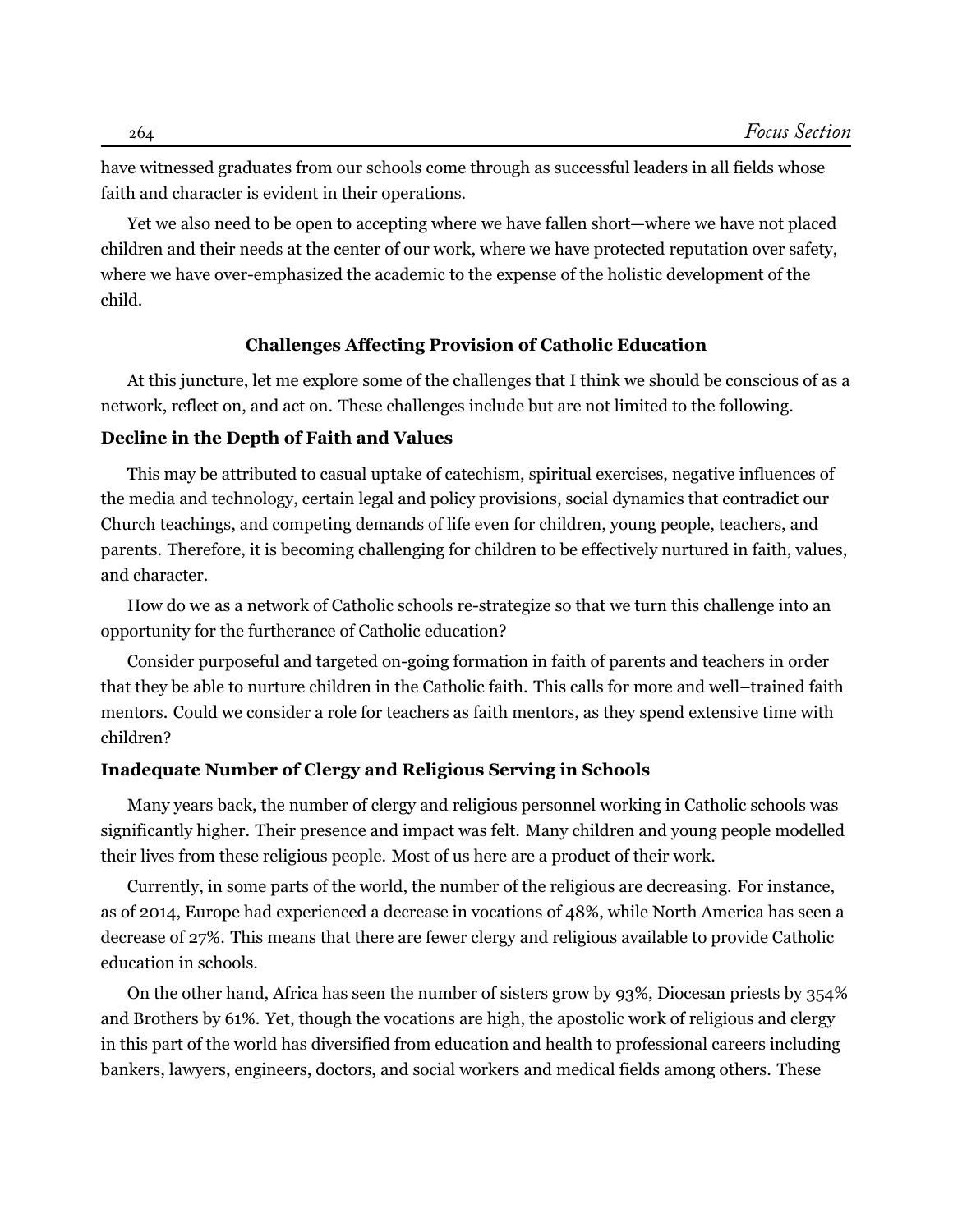have witnessed graduates from our schools come through as successful leaders in all fields whose faith and character is evident in their operations.

Yet we also need to be open to accepting where we have fallen short—where we have not placed children and their needs at the center of our work, where we have protected reputation over safety, where we have over-emphasized the academic to the expense of the holistic development of the child.

## Challenges Affecting Provision of Catholic Education

At this juncture, let me explore some of the challenges that I think we should be conscious of as a network, reflect on, and act on. These challenges include but are not limited to the following.

### Decline in the Depth of Faith and Values

This may be attributed to casual uptake of catechism, spiritual exercises, negative influences of the media and technology, certain legal and policy provisions, social dynamics that contradict our Church teachings, and competing demands of life even for children, young people, teachers, and parents. Therefore, it is becoming challenging for children to be effectively nurtured in faith, values, and character.

How do we as a network of Catholic schools re-strategize so that we turn this challenge into an opportunity for the furtherance of Catholic education?

Consider purposeful and targeted on-going formation in faith of parents and teachers in order that they be able to nurture children in the Catholic faith. This calls for more and well–trained faith mentors. Could we consider a role for teachers as faith mentors, as they spend extensive time with children?

### Inadequate Number of Clergy and Religious Serving in Schools

Many years back, the number of clergy and religious personnel working in Catholic schools was significantly higher. Their presence and impact was felt. Many children and young people modelled their lives from these religious people. Most of us here are a product of their work.

Currently, in some parts of the world, the number of the religious are decreasing. For instance, as of 2014, Europe had experienced a decrease in vocations of 48%, while North America has seen a decrease of 27%. This means that there are fewer clergy and religious available to provide Catholic education in schools.

On the other hand, Africa has seen the number of sisters grow by 93%, Diocesan priests by 354% and Brothers by 61%. Yet, though the vocations are high, the apostolic work of religious and clergy in this part of the world has diversified from education and health to professional careers including bankers, lawyers, engineers, doctors, and social workers and medical fields among others. These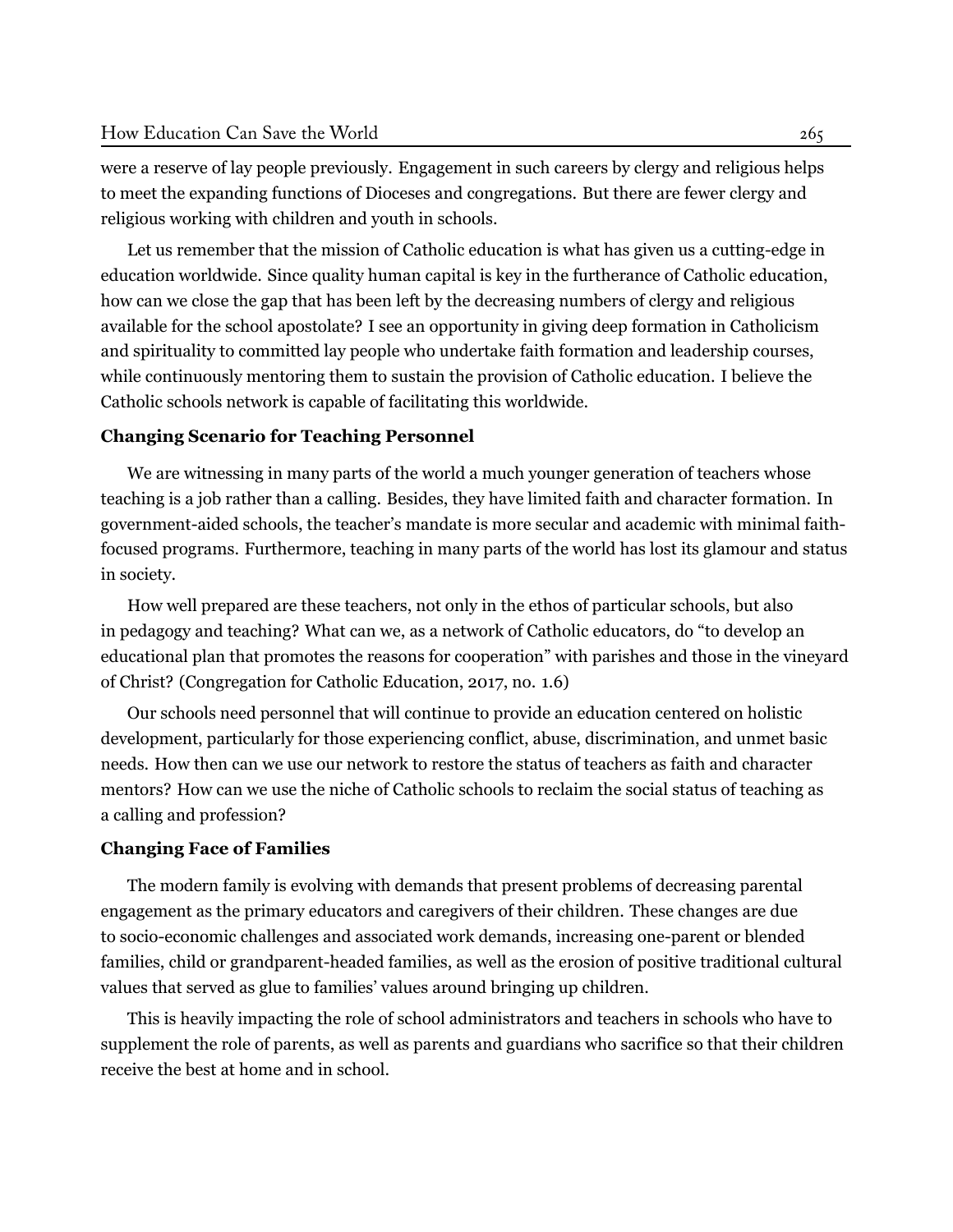were a reserve of lay people previously. Engagement in such careers by clergy and religious helps to meet the expanding functions of Dioceses and congregations. But there are fewer clergy and religious working with children and youth in schools.

Let us remember that the mission of Catholic education is what has given us a cutting-edge in education worldwide. Since quality human capital is key in the furtherance of Catholic education, how can we close the gap that has been left by the decreasing numbers of clergy and religious available for the school apostolate? I see an opportunity in giving deep formation in Catholicism and spirituality to committed lay people who undertake faith formation and leadership courses, while continuously mentoring them to sustain the provision of Catholic education. I believe the Catholic schools network is capable of facilitating this worldwide.

### Changing Scenario for Teaching Personnel

We are witnessing in many parts of the world a much younger generation of teachers whose teaching is a job rather than a calling. Besides, they have limited faith and character formation. In government-aided schools, the teacher's mandate is more secular and academic with minimal faith-focused programs. Furthermore, teaching in many parts of the world has lost its glamour and status in society.

How well prepared are these teachers, not only in the ethos of particular schools, but also in pedagogy and teaching? What can we, as a network of Catholic educators, do "to develop an educational plan that promotes the reasons for cooperation" with parishes and those in the vineyard of Christ? (Congregation for Catholic Education, 2017, no. 1.6)

Our schools need personnel that will continue to provide an education centered on holistic development, particularly for those experiencing conflict, abuse, discrimination, and unmet basic needs. How then can we use our network to restore the status of teachers as faith and character mentors? How can we use the niche of Catholic schools to reclaim the social status of teaching as a calling and profession?

### Changing Face of Families

The modern family is evolving with demands that present problems of decreasing parental engagement as the primary educators and caregivers of their children. These changes are due to socio-economic challenges and associated work demands, increasing one-parent or blended families, child or grandparent-headed families, as well as the erosion of positive traditional cultural values that served as glue to families' values around bringing up children.

This is heavily impacting the role of school administrators and teachers in schools who have to supplement the role of parents, as well as parents and guardians who sacrifice so that their children receive the best at home and in school.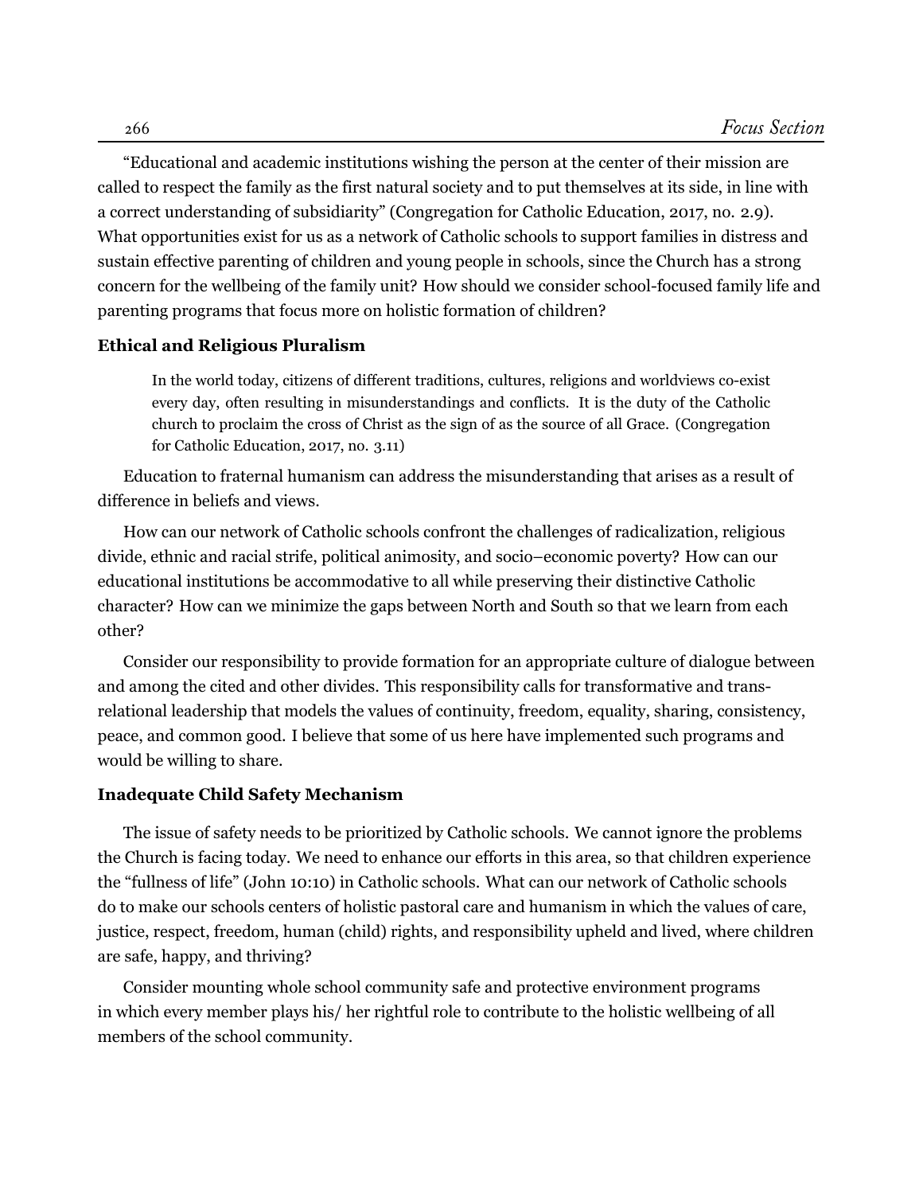"Educational and academic institutions wishing the person at the center of their mission are called to respect the family as the first natural society and to put themselves at its side, in line with a correct understanding of subsidiarity" (Congregation for Catholic Education, 2017, no. 2.9). What opportunities exist for us as a network of Catholic schools to support families in distress and sustain effective parenting of children and young people in schools, since the Church has a strong concern for the wellbeing of the family unit? How should we consider school-focused family life and parenting programs that focus more on holistic formation of children?

### Ethical and Religious Pluralism

> In the world today, citizens of different traditions, cultures, religions and worldviews co-exist every day, often resulting in misunderstandings and conflicts. It is the duty of the Catholic church to proclaim the cross of Christ as the sign of as the source of all Grace. (Congregation for Catholic Education, 2017, no. 3.11)

Education to fraternal humanism can address the misunderstanding that arises as a result of difference in beliefs and views.

How can our network of Catholic schools confront the challenges of radicalization, religious divide, ethnic and racial strife, political animosity, and socio–economic poverty? How can our educational institutions be accommodative to all while preserving their distinctive Catholic character? How can we minimize the gaps between North and South so that we learn from each other?

Consider our responsibility to provide formation for an appropriate culture of dialogue between and among the cited and other divides. This responsibility calls for transformative and trans-relational leadership that models the values of continuity, freedom, equality, sharing, consistency, peace, and common good. I believe that some of us here have implemented such programs and would be willing to share.

### Inadequate Child Safety Mechanism

The issue of safety needs to be prioritized by Catholic schools. We cannot ignore the problems the Church is facing today. We need to enhance our efforts in this area, so that children experience the "fullness of life" (John 10:10) in Catholic schools. What can our network of Catholic schools do to make our schools centers of holistic pastoral care and humanism in which the values of care, justice, respect, freedom, human (child) rights, and responsibility upheld and lived, where children are safe, happy, and thriving?

Consider mounting whole school community safe and protective environment programs in which every member plays his/ her rightful role to contribute to the holistic wellbeing of all members of the school community.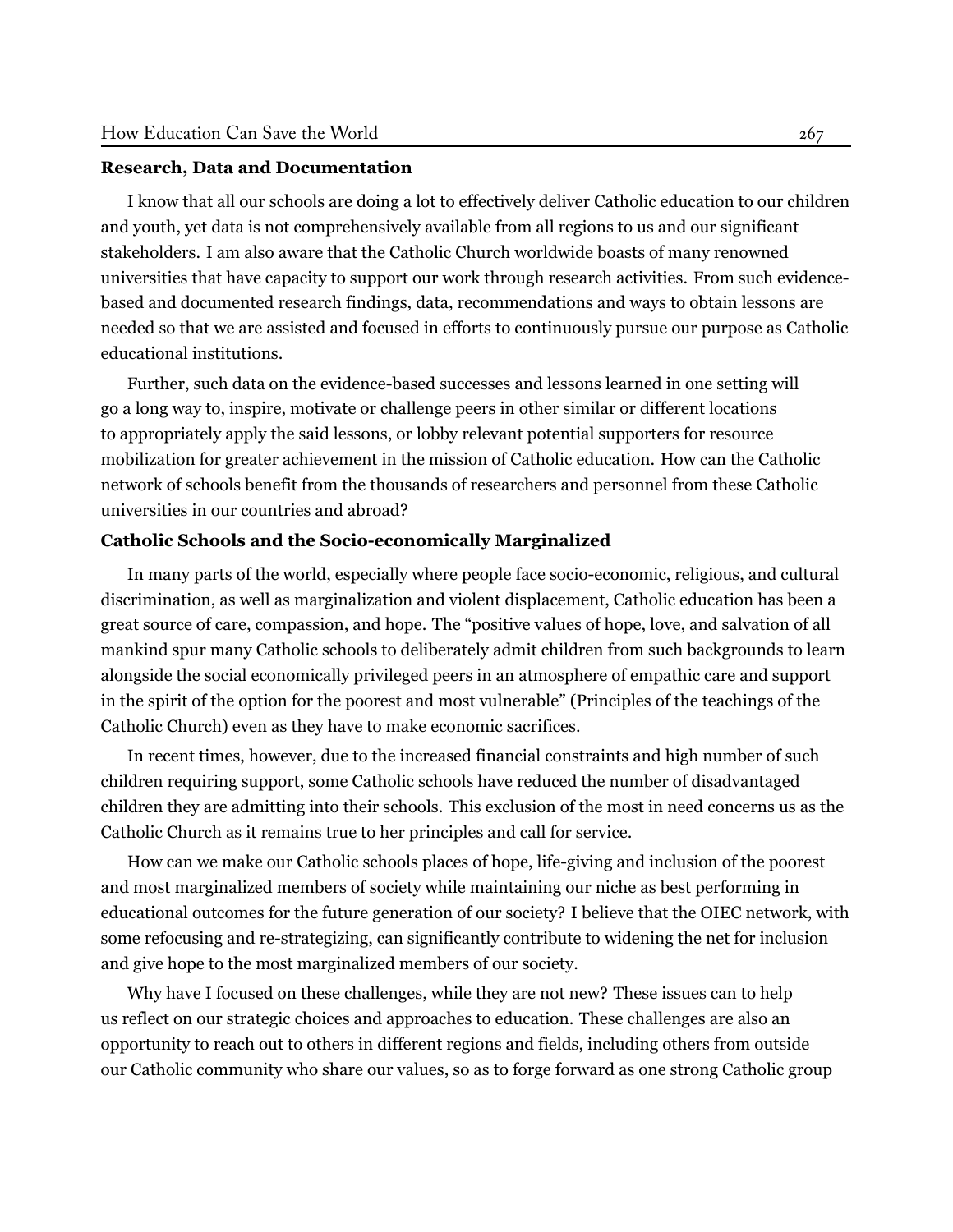**Research, Data and Documentation**

I know that all our schools are doing a lot to effectively deliver Catholic education to our children and youth, yet data is not comprehensively available from all regions to us and our significant stakeholders. I am also aware that the Catholic Church worldwide boasts of many renowned universities that have capacity to support our work through research activities. From such evidence-based and documented research findings, data, recommendations and ways to obtain lessons are needed so that we are assisted and focused in efforts to continuously pursue our purpose as Catholic educational institutions.

Further, such data on the evidence-based successes and lessons learned in one setting will go a long way to, inspire, motivate or challenge peers in other similar or different locations to appropriately apply the said lessons, or lobby relevant potential supporters for resource mobilization for greater achievement in the mission of Catholic education. How can the Catholic network of schools benefit from the thousands of researchers and personnel from these Catholic universities in our countries and abroad?

**Catholic Schools and the Socio-economically Marginalized**

In many parts of the world, especially where people face socio-economic, religious, and cultural discrimination, as well as marginalization and violent displacement, Catholic education has been a great source of care, compassion, and hope. The "positive values of hope, love, and salvation of all mankind spur many Catholic schools to deliberately admit children from such backgrounds to learn alongside the social economically privileged peers in an atmosphere of empathic care and support in the spirit of the option for the poorest and most vulnerable" (Principles of the teachings of the Catholic Church) even as they have to make economic sacrifices.

In recent times, however, due to the increased financial constraints and high number of such children requiring support, some Catholic schools have reduced the number of disadvantaged children they are admitting into their schools. This exclusion of the most in need concerns us as the Catholic Church as it remains true to her principles and call for service.

How can we make our Catholic schools places of hope, life-giving and inclusion of the poorest and most marginalized members of society while maintaining our niche as best performing in educational outcomes for the future generation of our society? I believe that the OIEC network, with some refocusing and re-strategizing, can significantly contribute to widening the net for inclusion and give hope to the most marginalized members of our society.

Why have I focused on these challenges, while they are not new? These issues can to help us reflect on our strategic choices and approaches to education. These challenges are also an opportunity to reach out to others in different regions and fields, including others from outside our Catholic community who share our values, so as to forge forward as one strong Catholic group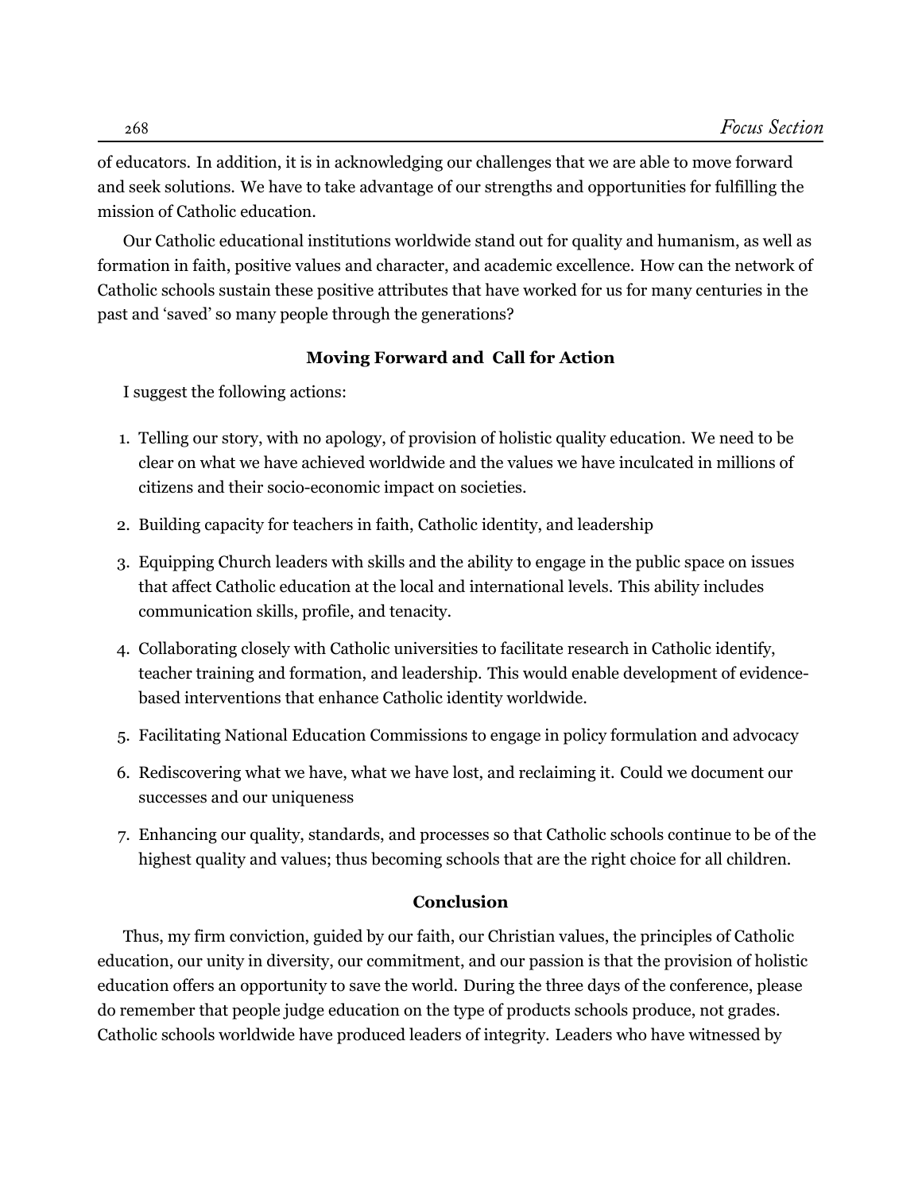of educators. In addition, it is in acknowledging our challenges that we are able to move forward and seek solutions. We have to take advantage of our strengths and opportunities for fulfilling the mission of Catholic education.

Our Catholic educational institutions worldwide stand out for quality and humanism, as well as formation in faith, positive values and character, and academic excellence. How can the network of Catholic schools sustain these positive attributes that have worked for us for many centuries in the past and 'saved' so many people through the generations?

### Moving Forward and Call for Action

I suggest the following actions:

1. Telling our story, with no apology, of provision of holistic quality education. We need to be clear on what we have achieved worldwide and the values we have inculcated in millions of citizens and their socio-economic impact on societies.
2. Building capacity for teachers in faith, Catholic identity, and leadership
3. Equipping Church leaders with skills and the ability to engage in the public space on issues that affect Catholic education at the local and international levels. This ability includes communication skills, profile, and tenacity.
4. Collaborating closely with Catholic universities to facilitate research in Catholic identify, teacher training and formation, and leadership. This would enable development of evidence-based interventions that enhance Catholic identity worldwide.
5. Facilitating National Education Commissions to engage in policy formulation and advocacy
6. Rediscovering what we have, what we have lost, and reclaiming it. Could we document our successes and our uniqueness
7. Enhancing our quality, standards, and processes so that Catholic schools continue to be of the highest quality and values; thus becoming schools that are the right choice for all children.

### Conclusion

Thus, my firm conviction, guided by our faith, our Christian values, the principles of Catholic education, our unity in diversity, our commitment, and our passion is that the provision of holistic education offers an opportunity to save the world. During the three days of the conference, please do remember that people judge education on the type of products schools produce, not grades. Catholic schools worldwide have produced leaders of integrity. Leaders who have witnessed by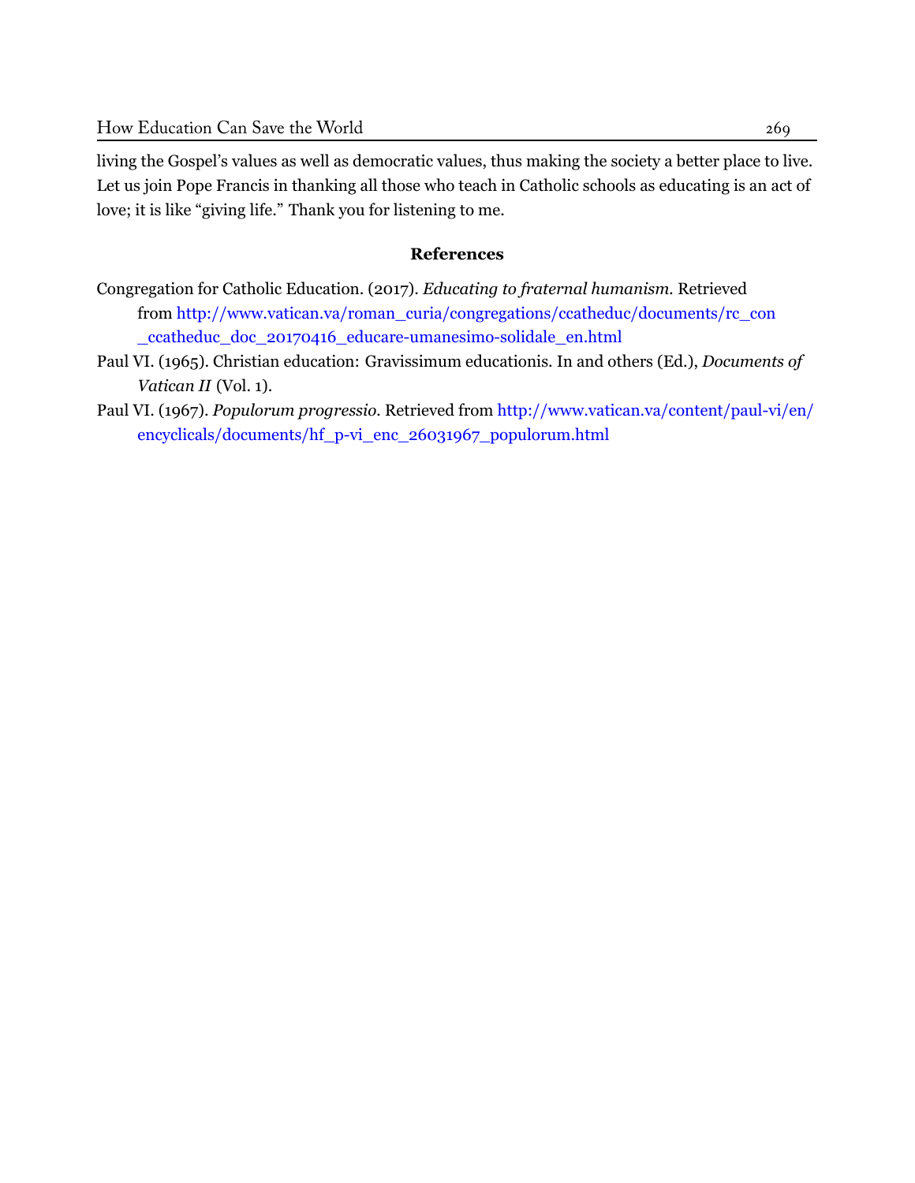living the Gospel's values as well as democratic values, thus making the society a better place to live. Let us join Pope Francis in thanking all those who teach in Catholic schools as educating is an act of love; it is like "giving life." Thank you for listening to me.

## References

Congregation for Catholic Education. (2017). *Educating to fraternal humanism.* Retrieved from http://www.vatican.va/roman_curia/congregations/ccatheduc/documents/rc_con_ccatheduc_doc_20170416_educare-umanesimo-solidale_en.html

Paul VI. (1965). Christian education: Gravissimum educationis. In and others (Ed.), *Documents of Vatican II* (Vol. 1).

Paul VI. (1967). *Populorum progressio.* Retrieved from http://www.vatican.va/content/paul-vi/en/encyclicals/documents/hf_p-vi_enc_26031967_populorum.html